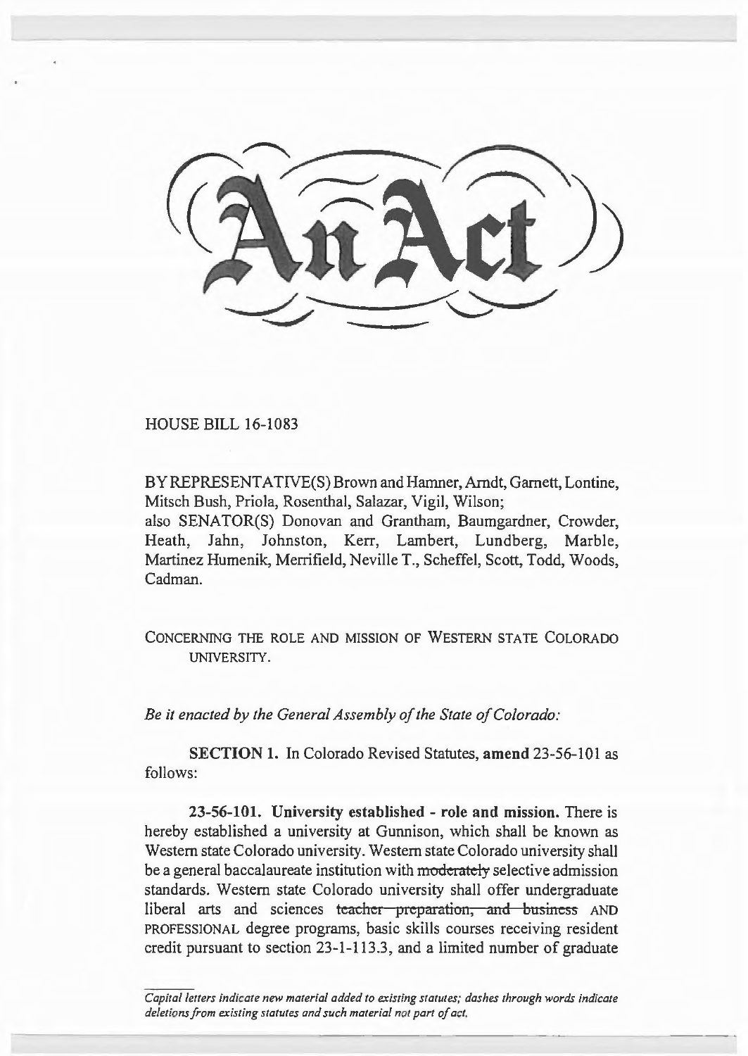# An Act

HOUSE BILL 16-1083

BY REPRESENTATIVE(S) Brown and Hamner, Arndt, Garnett, Lontine, Mitsch Bush, Priola, Rosenthal, Salazar, Vigil, Wilson;
also SENATOR(S) Donovan and Grantham, Baumgardner, Crowder, Heath, Jahn, Johnston, Kerr, Lambert, Lundberg, Marble, Martinez Humenik, Merrifield, Neville T., Scheffel, Scott, Todd, Woods, Cadman.

CONCERNING THE ROLE AND MISSION OF WESTERN STATE COLORADO UNIVERSITY.

*Be it enacted by the General Assembly of the State of Colorado:*

**SECTION 1.** In Colorado Revised Statutes, **amend** 23-56-101 as follows:

**23-56-101. University established - role and mission.** There is hereby established a university at Gunnison, which shall be known as Western state Colorado university. Western state Colorado university shall be a general baccalaureate institution with ~~moderately~~ selective admission standards. Western state Colorado university shall offer undergraduate liberal arts and sciences ~~teacher preparation, and business~~ AND PROFESSIONAL degree programs, basic skills courses receiving resident credit pursuant to section 23-1-113.3, and a limited number of graduate

*Capital letters indicate new material added to existing statutes; dashes through words indicate deletions from existing statutes and such material not part of act.*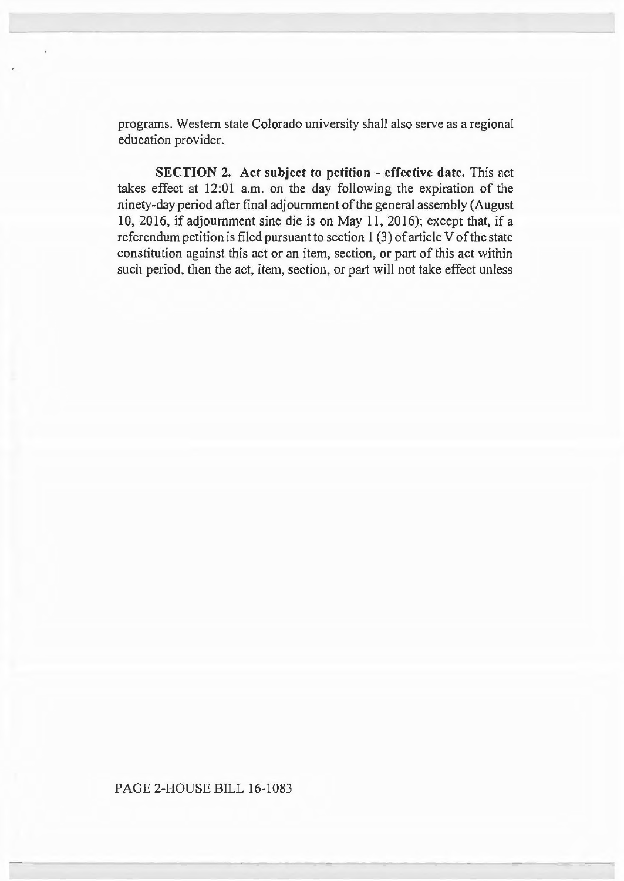programs. Western state Colorado university shall also serve as a regional education provider.

**SECTION 2. Act subject to petition - effective date.** This act takes effect at 12:01 a.m. on the day following the expiration of the ninety-day period after final adjournment of the general assembly (August 10, 2016, if adjournment sine die is on May 11, 2016); except that, if a referendum petition is filed pursuant to section 1 (3) of article V of the state constitution against this act or an item, section, or part of this act within such period, then the act, item, section, or part will not take effect unless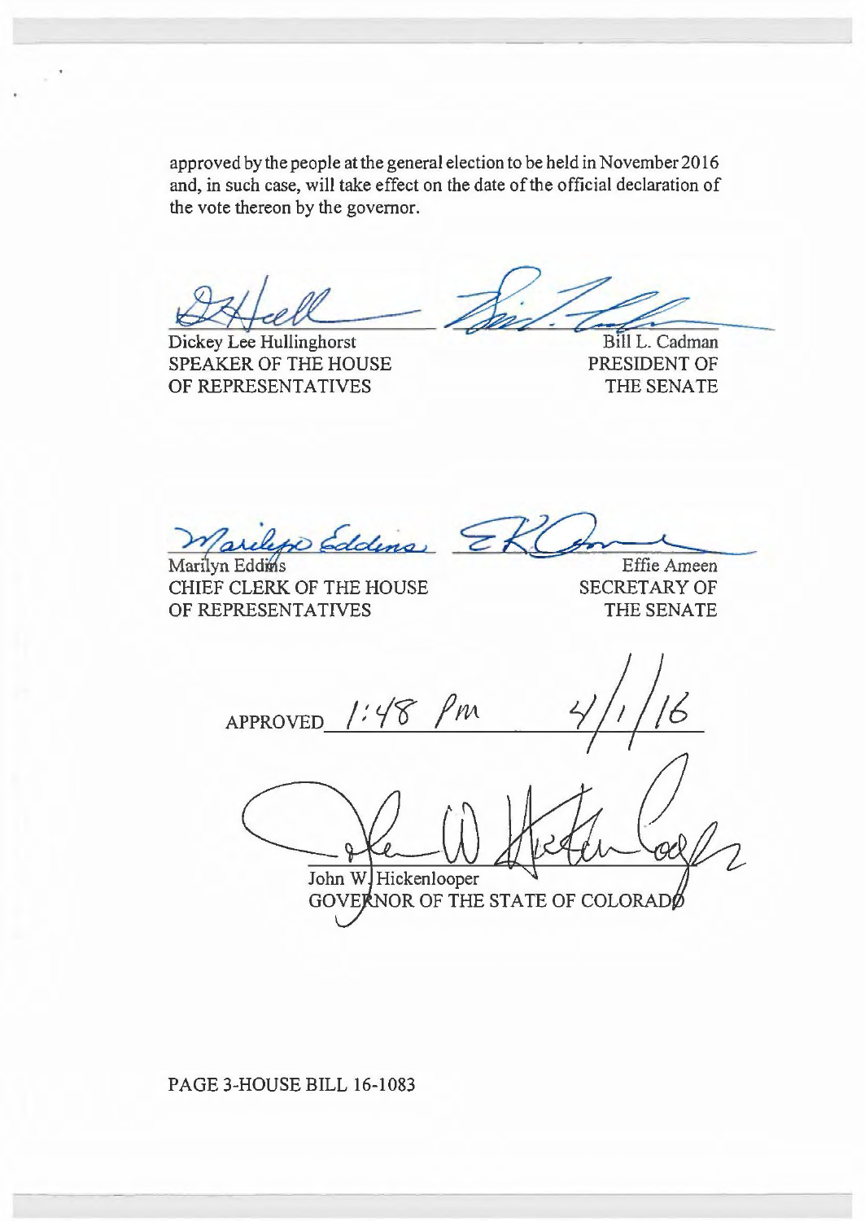approved by the people at the general election to be held in November 2016 and, in such case, will take effect on the date of the official declaration of the vote thereon by the governor.

| | |
|---|---|
| Dickey Lee Hullinghorst<br>SPEAKER OF THE HOUSE<br>OF REPRESENTATIVES | Bill L. Cadman<br>PRESIDENT OF<br>THE SENATE |
| Marilyn Eddins<br>CHIEF CLERK OF THE HOUSE<br>OF REPRESENTATIVES | Effie Ameen<br>SECRETARY OF<br>THE SENATE |

APPROVED 1:48 pm 4/1/16

John W. Hickenlooper
GOVERNOR OF THE STATE OF COLORADO

PAGE 3-HOUSE BILL 16-1083